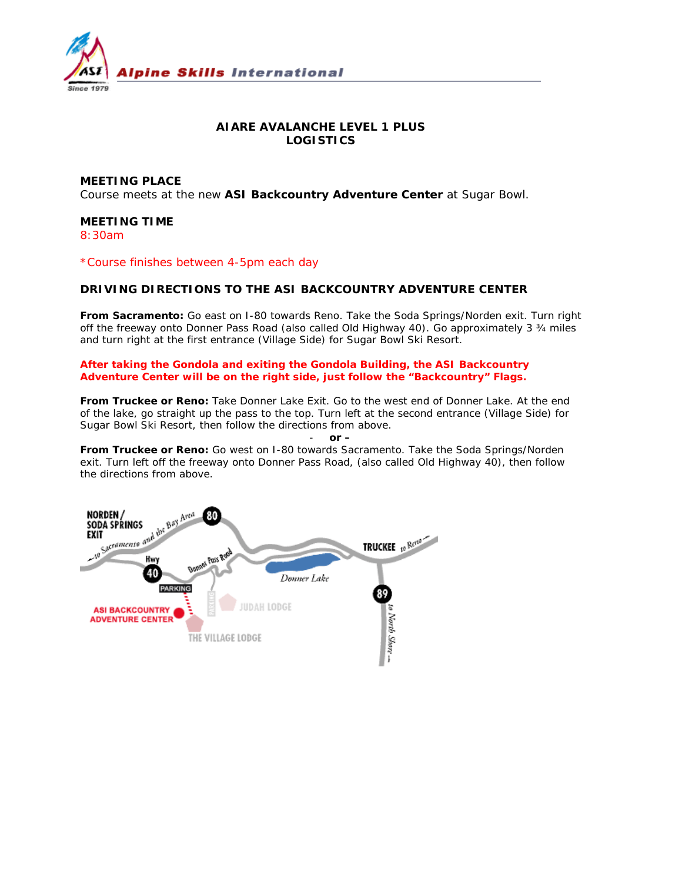Alpine Skills International

Since 1979

# AIARE AVALANCHE LEVEL 1 PLUS
# LOGISTICS

## MEETING PLACE

Course meets at the new **ASI Backcountry Adventure Center** at Sugar Bowl.

## MEETING TIME

8:30am

*Course finishes between 4-5pm each day

## DRIVING DIRECTIONS TO THE ASI BACKCOUNTRY ADVENTURE CENTER

**From Sacramento:** Go east on I-80 towards Reno. Take the Soda Springs/Norden exit. Turn right off the freeway onto Donner Pass Road (also called Old Highway 40). Go approximately 3 ¾ miles and turn right at the first entrance (Village Side) for Sugar Bowl Ski Resort.

**After taking the Gondola and exiting the Gondola Building, the ASI Backcountry Adventure Center will be on the right side, just follow the "Backcountry" Flags.**

**From Truckee or Reno:** Take Donner Lake Exit. Go to the west end of Donner Lake. At the end of the lake, go straight up the pass to the top. Turn left at the second entrance (Village Side) for Sugar Bowl Ski Resort, then follow the directions from above.

- **or –**

**From Truckee or Reno:** Go west on I-80 towards Sacramento. Take the Soda Springs/Norden exit. Turn left off the freeway onto Donner Pass Road, (also called Old Highway 40), then follow the directions from above.

NORDEN / SODA SPRINGS EXIT — to Sacramento and the Bay Area — 80 — Hwy 40 — Donner Pass Road — Donner Lake — TRUCKEE — to Reno — 89 — to North Shore — PARKING — ASI BACKCOUNTRY ADVENTURE CENTER — JUDAH LODGE — THE VILLAGE LODGE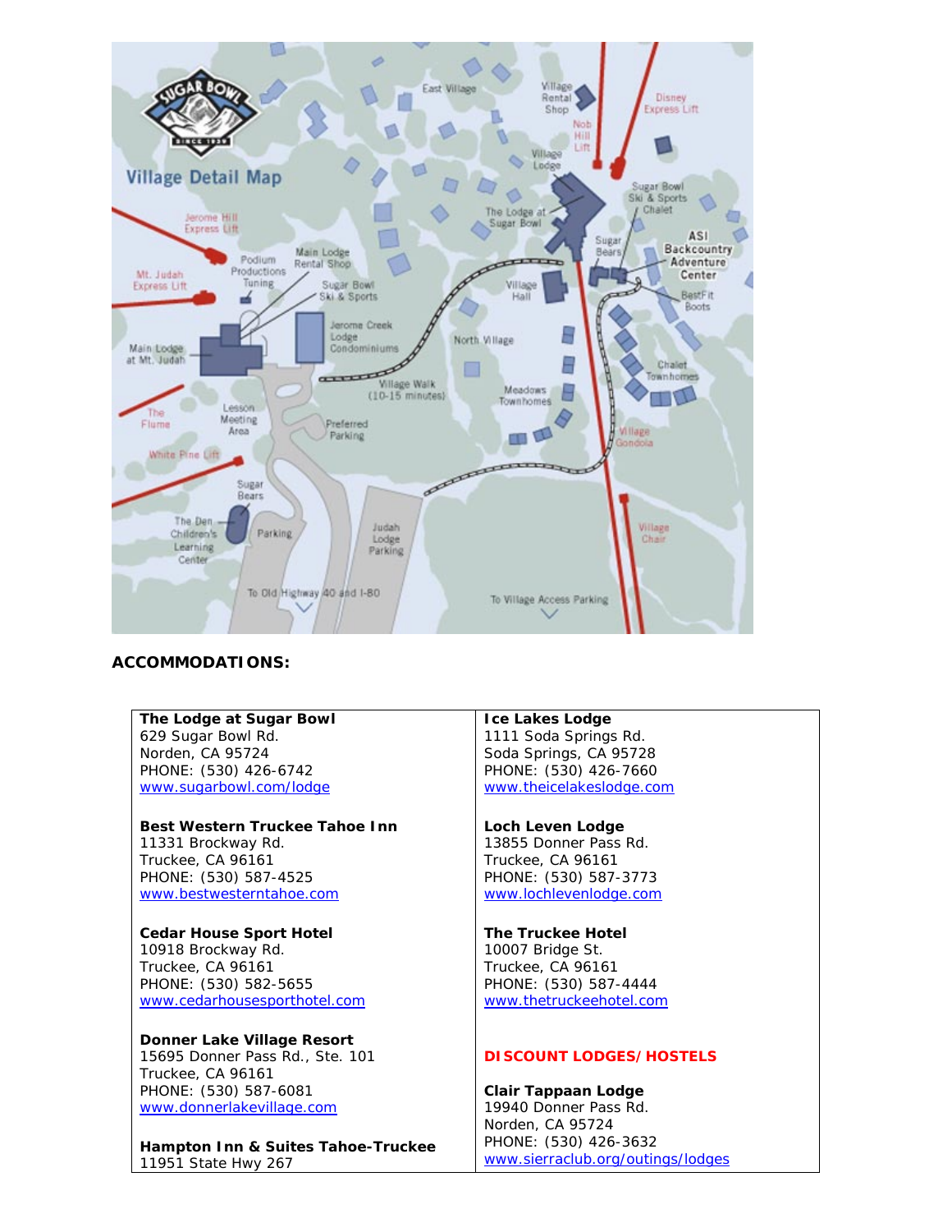## ACCOMMODATIONS:

| | |
|---|---|
| **The Lodge at Sugar Bowl**<br>629 Sugar Bowl Rd.<br>Norden, CA 95724<br>PHONE: (530) 426-6742<br>www.sugarbowl.com/lodge<br><br>**Best Western Truckee Tahoe Inn**<br>11331 Brockway Rd.<br>Truckee, CA 96161<br>PHONE: (530) 587-4525<br>www.bestwesterntahoe.com<br><br>**Cedar House Sport Hotel**<br>10918 Brockway Rd.<br>Truckee, CA 96161<br>PHONE: (530) 582-5655<br>www.cedarhousesporthotel.com<br><br>**Donner Lake Village Resort**<br>15695 Donner Pass Rd., Ste. 101<br>Truckee, CA 96161<br>PHONE: (530) 587-6081<br>www.donnerlakevillage.com<br><br>**Hampton Inn & Suites Tahoe-Truckee**<br>11951 State Hwy 267 | **Ice Lakes Lodge**<br>1111 Soda Springs Rd.<br>Soda Springs, CA 95728<br>PHONE: (530) 426-7660<br>www.theicelakeslodge.com<br><br>**Loch Leven Lodge**<br>13855 Donner Pass Rd.<br>Truckee, CA 96161<br>PHONE: (530) 587-3773<br>www.lochlevenlodge.com<br><br>**The Truckee Hotel**<br>10007 Bridge St.<br>Truckee, CA 96161<br>PHONE: (530) 587-4444<br>www.thetruckeehotel.com<br><br>**DISCOUNT LODGES/HOSTELS**<br><br>**Clair Tappaan Lodge**<br>19940 Donner Pass Rd.<br>Norden, CA 95724<br>PHONE: (530) 426-3632<br>www.sierraclub.org/outings/lodges |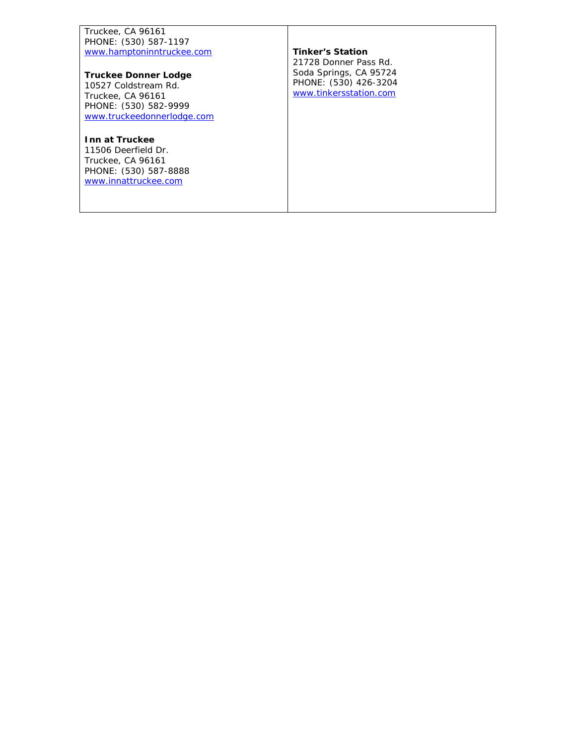| | |
| --- | --- |
| Truckee, CA 96161<br>PHONE: (530) 587-1197<br>www.hamptoninntruckee.com<br><br>**Truckee Donner Lodge**<br>10527 Coldstream Rd.<br>Truckee, CA 96161<br>PHONE: (530) 582-9999<br>www.truckeedonnerlodge.com<br><br>**Inn at Truckee**<br>11506 Deerfield Dr.<br>Truckee, CA 96161<br>PHONE: (530) 587-8888<br>www.innattruckee.com | **Tinker's Station**<br>21728 Donner Pass Rd.<br>Soda Springs, CA 95724<br>PHONE: (530) 426-3204<br>www.tinkersstation.com |